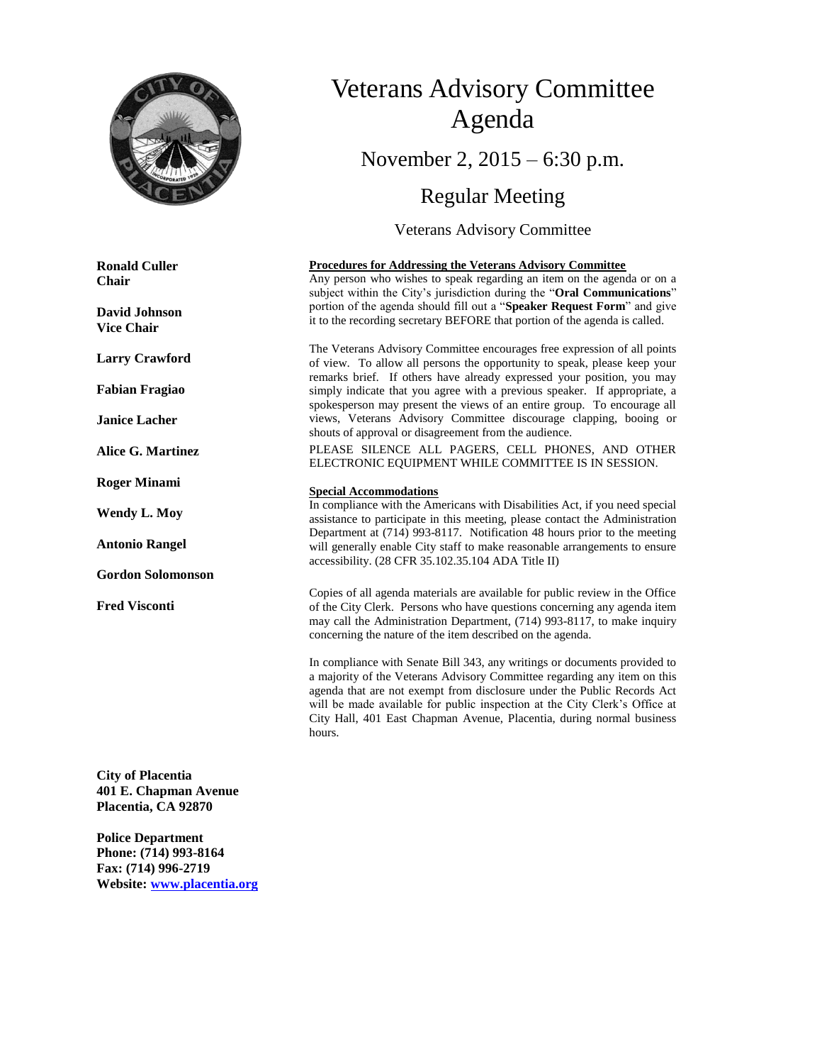# Veterans Advisory Committee Agenda

## November 2, 2015 – 6:30 p.m.

## Regular Meeting

### Veterans Advisory Committee

**Ronald Culler**
**Chair**

**David Johnson**
**Vice Chair**

**Larry Crawford**

**Fabian Fragiao**

**Janice Lacher**

**Alice G. Martinez**

**Roger Minami**

**Wendy L. Moy**

**Antonio Rangel**

**Gordon Solomonson**

**Fred Visconti**

**Procedures for Addressing the Veterans Advisory Committee**

Any person who wishes to speak regarding an item on the agenda or on a subject within the City's jurisdiction during the "**Oral Communications**" portion of the agenda should fill out a "**Speaker Request Form**" and give it to the recording secretary BEFORE that portion of the agenda is called.

The Veterans Advisory Committee encourages free expression of all points of view. To allow all persons the opportunity to speak, please keep your remarks brief. If others have already expressed your position, you may simply indicate that you agree with a previous speaker. If appropriate, a spokesperson may present the views of an entire group. To encourage all views, Veterans Advisory Committee discourage clapping, booing or shouts of approval or disagreement from the audience.

PLEASE SILENCE ALL PAGERS, CELL PHONES, AND OTHER ELECTRONIC EQUIPMENT WHILE COMMITTEE IS IN SESSION.

**Special Accommodations**

In compliance with the Americans with Disabilities Act, if you need special assistance to participate in this meeting, please contact the Administration Department at (714) 993-8117. Notification 48 hours prior to the meeting will generally enable City staff to make reasonable arrangements to ensure accessibility. (28 CFR 35.102.35.104 ADA Title II)

Copies of all agenda materials are available for public review in the Office of the City Clerk. Persons who have questions concerning any agenda item may call the Administration Department, (714) 993-8117, to make inquiry concerning the nature of the item described on the agenda.

In compliance with Senate Bill 343, any writings or documents provided to a majority of the Veterans Advisory Committee regarding any item on this agenda that are not exempt from disclosure under the Public Records Act will be made available for public inspection at the City Clerk's Office at City Hall, 401 East Chapman Avenue, Placentia, during normal business hours.

**City of Placentia**
**401 E. Chapman Avenue**
**Placentia, CA 92870**

**Police Department**
**Phone: (714) 993-8164**
**Fax: (714) 996-2719**
**Website: www.placentia.org**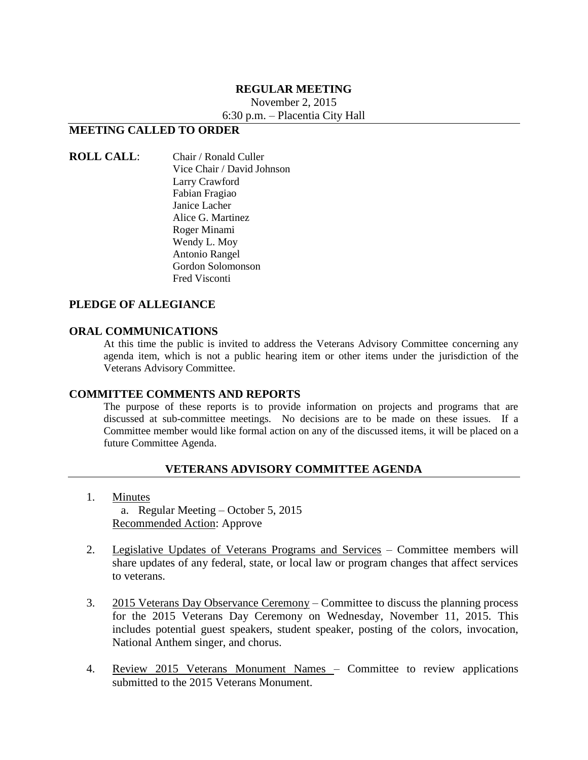# REGULAR MEETING

November 2, 2015

6:30 p.m. – Placentia City Hall

## MEETING CALLED TO ORDER

**ROLL CALL**:

Chair / Ronald Culler
Vice Chair / David Johnson
Larry Crawford
Fabian Fragiao
Janice Lacher
Alice G. Martinez
Roger Minami
Wendy L. Moy
Antonio Rangel
Gordon Solomonson
Fred Visconti

## PLEDGE OF ALLEGIANCE

## ORAL COMMUNICATIONS

At this time the public is invited to address the Veterans Advisory Committee concerning any agenda item, which is not a public hearing item or other items under the jurisdiction of the Veterans Advisory Committee.

## COMMITTEE COMMENTS AND REPORTS

The purpose of these reports is to provide information on projects and programs that are discussed at sub-committee meetings. No decisions are to be made on these issues. If a Committee member would like formal action on any of the discussed items, it will be placed on a future Committee Agenda.

## VETERANS ADVISORY COMMITTEE AGENDA

1. Minutes
   a. Regular Meeting – October 5, 2015
   Recommended Action: Approve

2. Legislative Updates of Veterans Programs and Services – Committee members will share updates of any federal, state, or local law or program changes that affect services to veterans.

3. 2015 Veterans Day Observance Ceremony – Committee to discuss the planning process for the 2015 Veterans Day Ceremony on Wednesday, November 11, 2015. This includes potential guest speakers, student speaker, posting of the colors, invocation, National Anthem singer, and chorus.

4. Review 2015 Veterans Monument Names – Committee to review applications submitted to the 2015 Veterans Monument.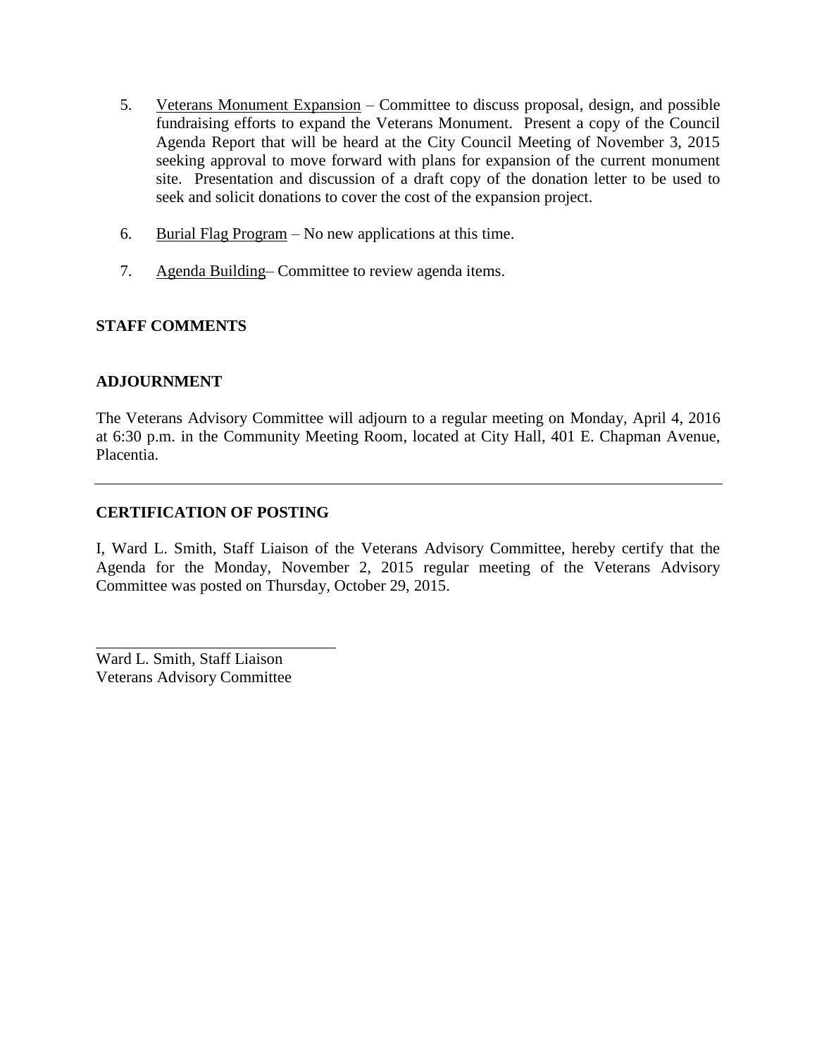5. Veterans Monument Expansion – Committee to discuss proposal, design, and possible fundraising efforts to expand the Veterans Monument. Present a copy of the Council Agenda Report that will be heard at the City Council Meeting of November 3, 2015 seeking approval to move forward with plans for expansion of the current monument site. Presentation and discussion of a draft copy of the donation letter to be used to seek and solicit donations to cover the cost of the expansion project.

6. Burial Flag Program – No new applications at this time.

7. Agenda Building– Committee to review agenda items.

**STAFF COMMENTS**

**ADJOURNMENT**

The Veterans Advisory Committee will adjourn to a regular meeting on Monday, April 4, 2016 at 6:30 p.m. in the Community Meeting Room, located at City Hall, 401 E. Chapman Avenue, Placentia.

---

**CERTIFICATION OF POSTING**

I, Ward L. Smith, Staff Liaison of the Veterans Advisory Committee, hereby certify that the Agenda for the Monday, November 2, 2015 regular meeting of the Veterans Advisory Committee was posted on Thursday, October 29, 2015.

Ward L. Smith, Staff Liaison
Veterans Advisory Committee